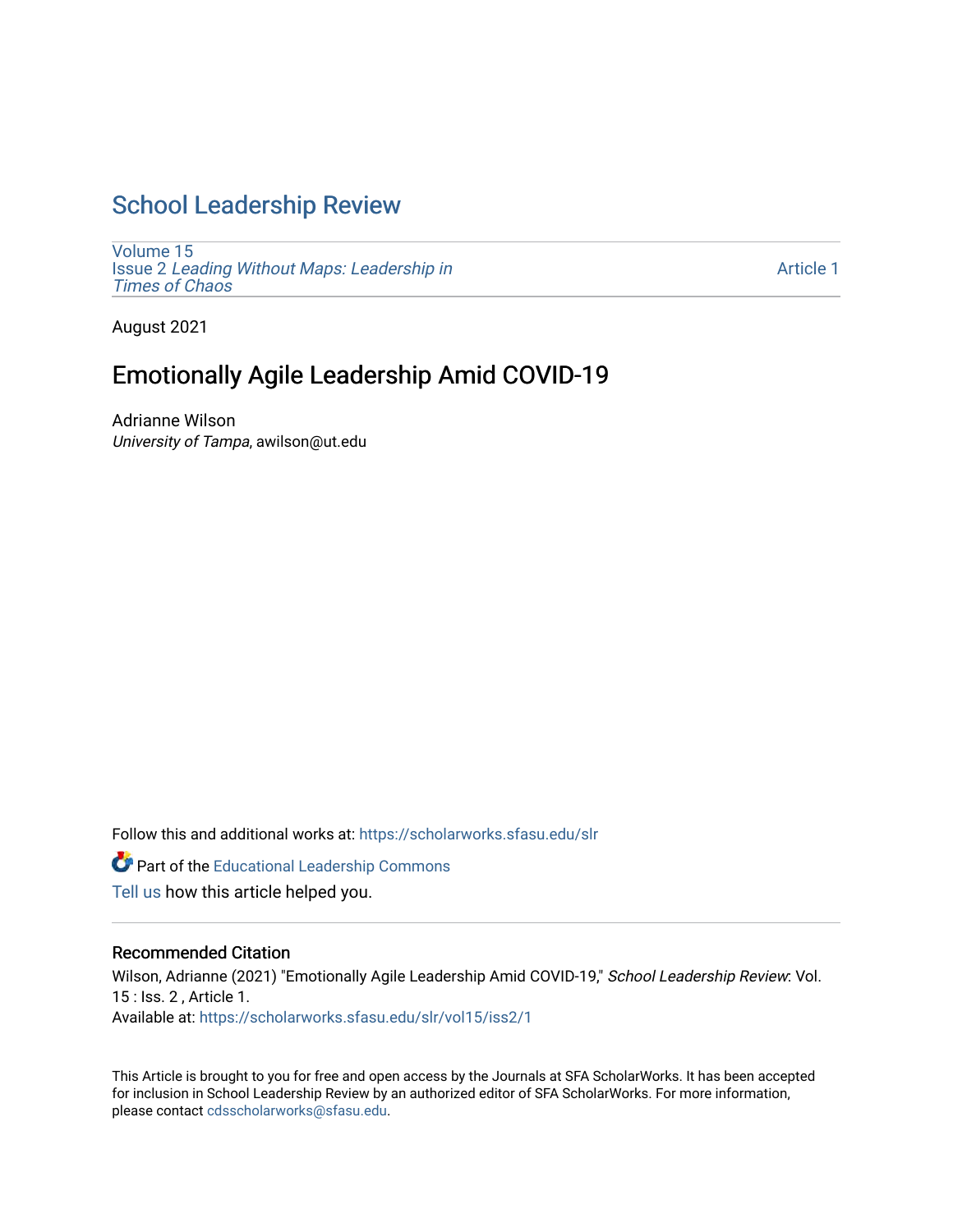# School Leadership Review

Volume 15
Issue 2 *Leading Without Maps: Leadership in Times of Chaos*

Article 1

August 2021

## Emotionally Agile Leadership Amid COVID-19

Adrianne Wilson
*University of Tampa*, awilson@ut.edu

Follow this and additional works at: https://scholarworks.sfasu.edu/slr

Part of the Educational Leadership Commons

Tell us how this article helped you.

### Recommended Citation

Wilson, Adrianne (2021) "Emotionally Agile Leadership Amid COVID-19," *School Leadership Review*: Vol. 15 : Iss. 2 , Article 1.
Available at: https://scholarworks.sfasu.edu/slr/vol15/iss2/1

This Article is brought to you for free and open access by the Journals at SFA ScholarWorks. It has been accepted for inclusion in School Leadership Review by an authorized editor of SFA ScholarWorks. For more information, please contact cdsscholarworks@sfasu.edu.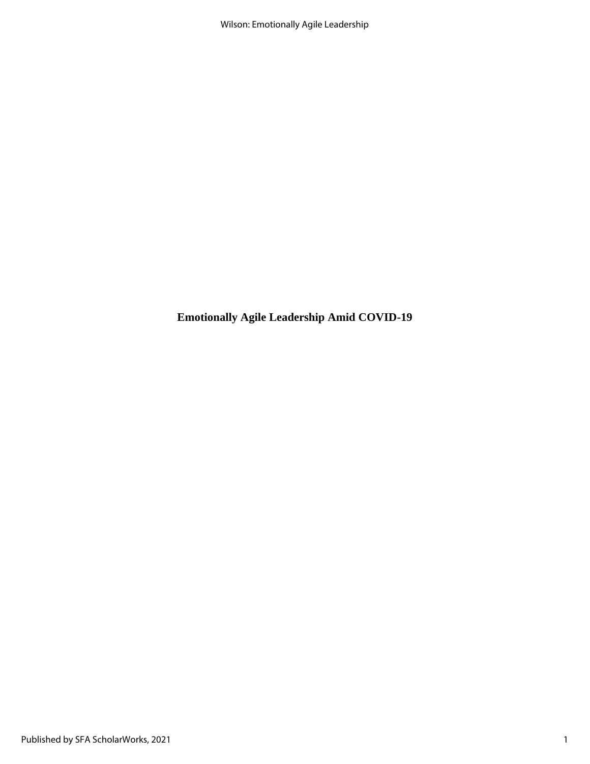**Emotionally Agile Leadership Amid COVID-19**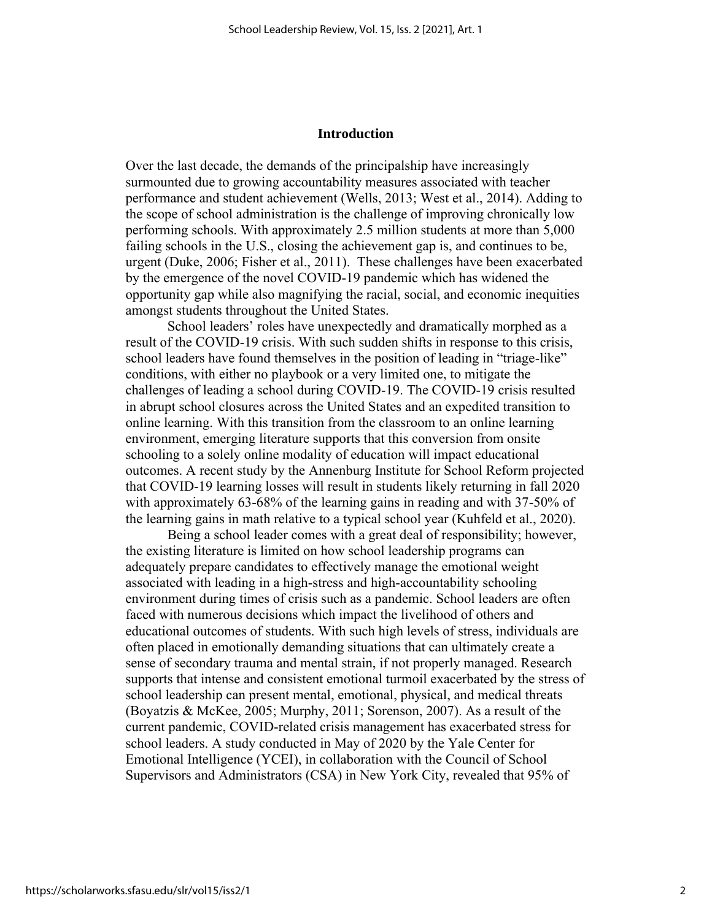## Introduction

Over the last decade, the demands of the principalship have increasingly surmounted due to growing accountability measures associated with teacher performance and student achievement (Wells, 2013; West et al., 2014). Adding to the scope of school administration is the challenge of improving chronically low performing schools. With approximately 2.5 million students at more than 5,000 failing schools in the U.S., closing the achievement gap is, and continues to be, urgent (Duke, 2006; Fisher et al., 2011). These challenges have been exacerbated by the emergence of the novel COVID-19 pandemic which has widened the opportunity gap while also magnifying the racial, social, and economic inequities amongst students throughout the United States.

School leaders' roles have unexpectedly and dramatically morphed as a result of the COVID-19 crisis. With such sudden shifts in response to this crisis, school leaders have found themselves in the position of leading in "triage-like" conditions, with either no playbook or a very limited one, to mitigate the challenges of leading a school during COVID-19. The COVID-19 crisis resulted in abrupt school closures across the United States and an expedited transition to online learning. With this transition from the classroom to an online learning environment, emerging literature supports that this conversion from onsite schooling to a solely online modality of education will impact educational outcomes. A recent study by the Annenburg Institute for School Reform projected that COVID-19 learning losses will result in students likely returning in fall 2020 with approximately 63-68% of the learning gains in reading and with 37-50% of the learning gains in math relative to a typical school year (Kuhfeld et al., 2020).

Being a school leader comes with a great deal of responsibility; however, the existing literature is limited on how school leadership programs can adequately prepare candidates to effectively manage the emotional weight associated with leading in a high-stress and high-accountability schooling environment during times of crisis such as a pandemic. School leaders are often faced with numerous decisions which impact the livelihood of others and educational outcomes of students. With such high levels of stress, individuals are often placed in emotionally demanding situations that can ultimately create a sense of secondary trauma and mental strain, if not properly managed. Research supports that intense and consistent emotional turmoil exacerbated by the stress of school leadership can present mental, emotional, physical, and medical threats (Boyatzis & McKee, 2005; Murphy, 2011; Sorenson, 2007). As a result of the current pandemic, COVID-related crisis management has exacerbated stress for school leaders. A study conducted in May of 2020 by the Yale Center for Emotional Intelligence (YCEI), in collaboration with the Council of School Supervisors and Administrators (CSA) in New York City, revealed that 95% of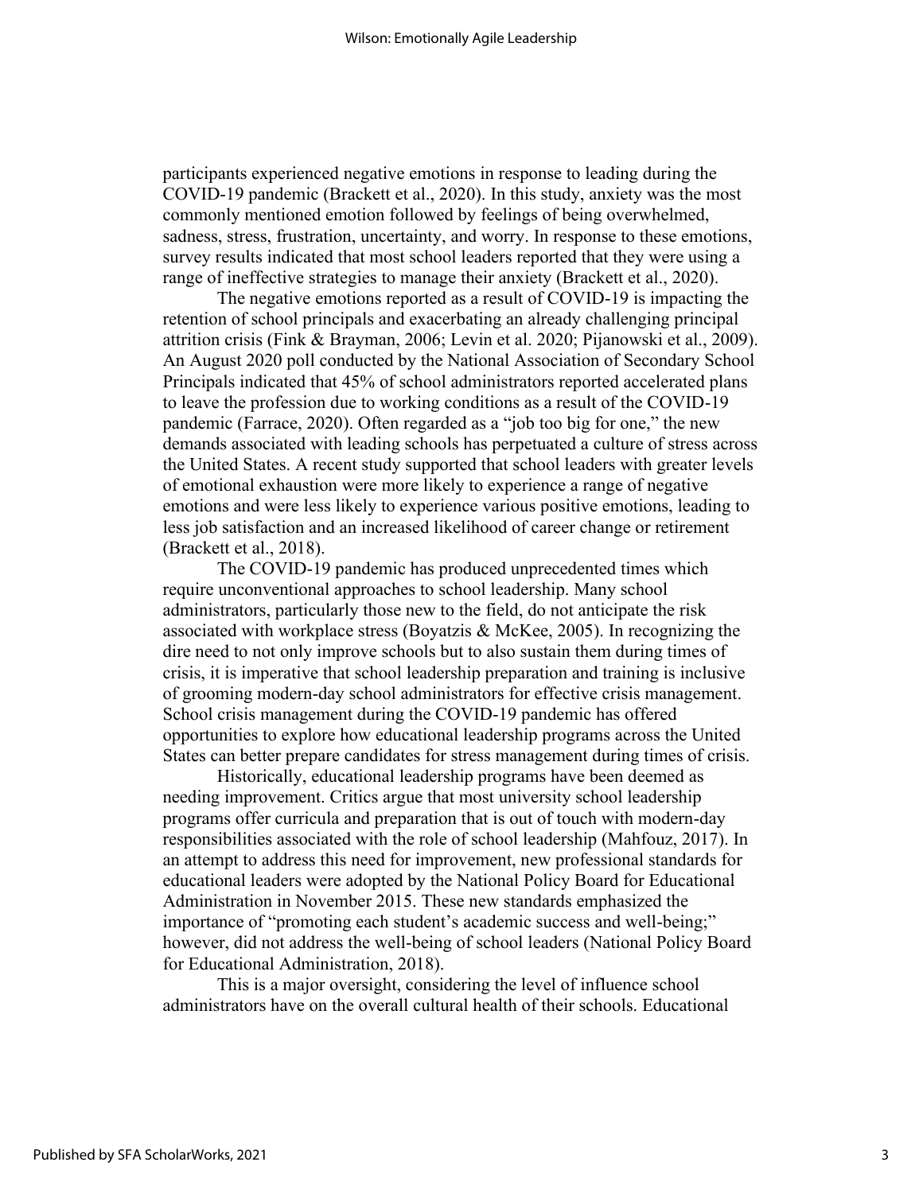participants experienced negative emotions in response to leading during the COVID-19 pandemic (Brackett et al., 2020). In this study, anxiety was the most commonly mentioned emotion followed by feelings of being overwhelmed, sadness, stress, frustration, uncertainty, and worry. In response to these emotions, survey results indicated that most school leaders reported that they were using a range of ineffective strategies to manage their anxiety (Brackett et al., 2020).

The negative emotions reported as a result of COVID-19 is impacting the retention of school principals and exacerbating an already challenging principal attrition crisis (Fink & Brayman, 2006; Levin et al. 2020; Pijanowski et al., 2009). An August 2020 poll conducted by the National Association of Secondary School Principals indicated that 45% of school administrators reported accelerated plans to leave the profession due to working conditions as a result of the COVID-19 pandemic (Farrace, 2020). Often regarded as a "job too big for one," the new demands associated with leading schools has perpetuated a culture of stress across the United States. A recent study supported that school leaders with greater levels of emotional exhaustion were more likely to experience a range of negative emotions and were less likely to experience various positive emotions, leading to less job satisfaction and an increased likelihood of career change or retirement (Brackett et al., 2018).

The COVID-19 pandemic has produced unprecedented times which require unconventional approaches to school leadership. Many school administrators, particularly those new to the field, do not anticipate the risk associated with workplace stress (Boyatzis & McKee, 2005). In recognizing the dire need to not only improve schools but to also sustain them during times of crisis, it is imperative that school leadership preparation and training is inclusive of grooming modern-day school administrators for effective crisis management. School crisis management during the COVID-19 pandemic has offered opportunities to explore how educational leadership programs across the United States can better prepare candidates for stress management during times of crisis.

Historically, educational leadership programs have been deemed as needing improvement. Critics argue that most university school leadership programs offer curricula and preparation that is out of touch with modern-day responsibilities associated with the role of school leadership (Mahfouz, 2017). In an attempt to address this need for improvement, new professional standards for educational leaders were adopted by the National Policy Board for Educational Administration in November 2015. These new standards emphasized the importance of "promoting each student's academic success and well-being;" however, did not address the well-being of school leaders (National Policy Board for Educational Administration, 2018).

This is a major oversight, considering the level of influence school administrators have on the overall cultural health of their schools. Educational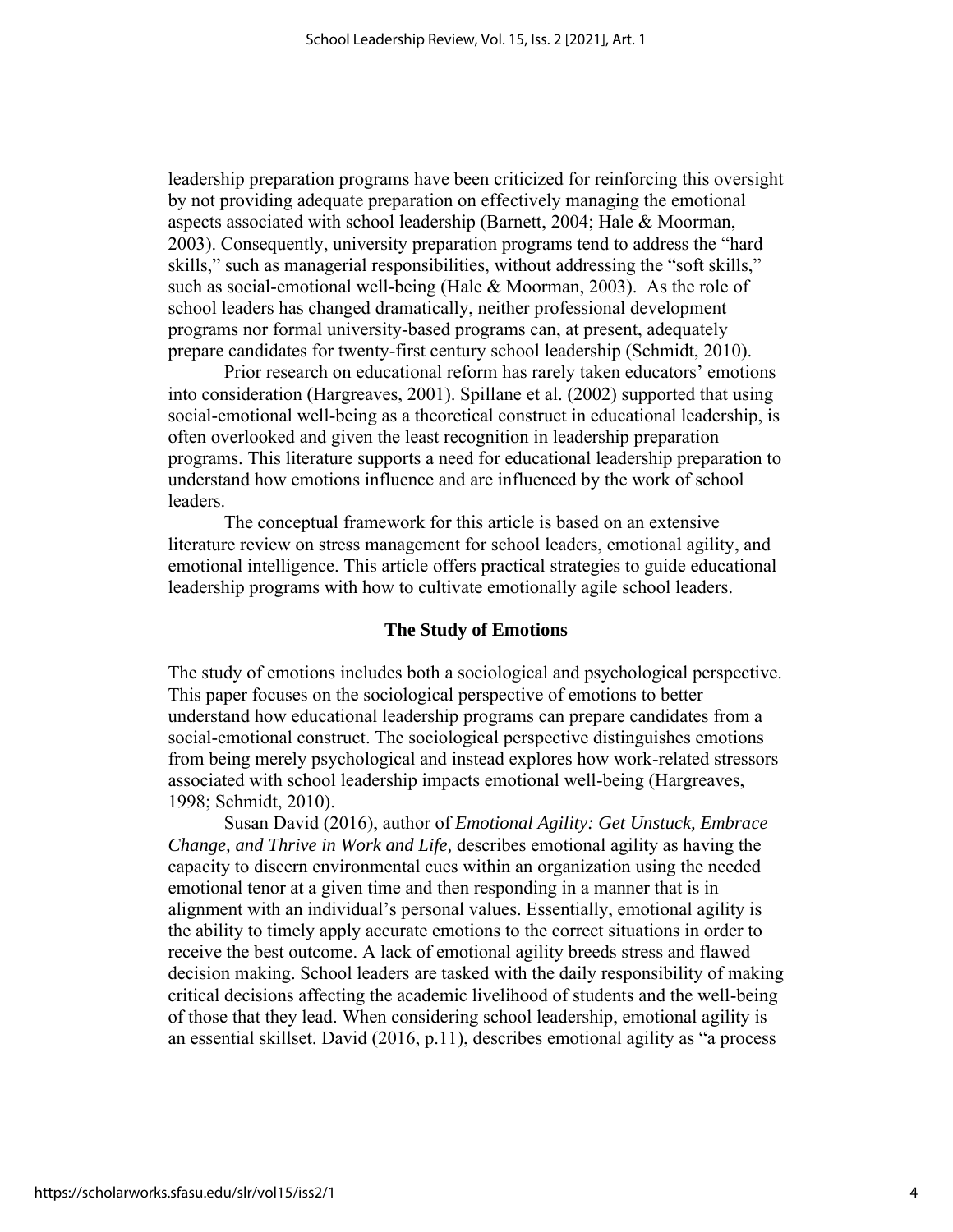leadership preparation programs have been criticized for reinforcing this oversight by not providing adequate preparation on effectively managing the emotional aspects associated with school leadership (Barnett, 2004; Hale & Moorman, 2003). Consequently, university preparation programs tend to address the "hard skills," such as managerial responsibilities, without addressing the "soft skills," such as social-emotional well-being (Hale & Moorman, 2003). As the role of school leaders has changed dramatically, neither professional development programs nor formal university-based programs can, at present, adequately prepare candidates for twenty-first century school leadership (Schmidt, 2010).

Prior research on educational reform has rarely taken educators' emotions into consideration (Hargreaves, 2001). Spillane et al. (2002) supported that using social-emotional well-being as a theoretical construct in educational leadership, is often overlooked and given the least recognition in leadership preparation programs. This literature supports a need for educational leadership preparation to understand how emotions influence and are influenced by the work of school leaders.

The conceptual framework for this article is based on an extensive literature review on stress management for school leaders, emotional agility, and emotional intelligence. This article offers practical strategies to guide educational leadership programs with how to cultivate emotionally agile school leaders.

## The Study of Emotions

The study of emotions includes both a sociological and psychological perspective. This paper focuses on the sociological perspective of emotions to better understand how educational leadership programs can prepare candidates from a social-emotional construct. The sociological perspective distinguishes emotions from being merely psychological and instead explores how work-related stressors associated with school leadership impacts emotional well-being (Hargreaves, 1998; Schmidt, 2010).

Susan David (2016), author of *Emotional Agility: Get Unstuck, Embrace Change, and Thrive in Work and Life,* describes emotional agility as having the capacity to discern environmental cues within an organization using the needed emotional tenor at a given time and then responding in a manner that is in alignment with an individual's personal values. Essentially, emotional agility is the ability to timely apply accurate emotions to the correct situations in order to receive the best outcome. A lack of emotional agility breeds stress and flawed decision making. School leaders are tasked with the daily responsibility of making critical decisions affecting the academic livelihood of students and the well-being of those that they lead. When considering school leadership, emotional agility is an essential skillset. David (2016, p.11), describes emotional agility as "a process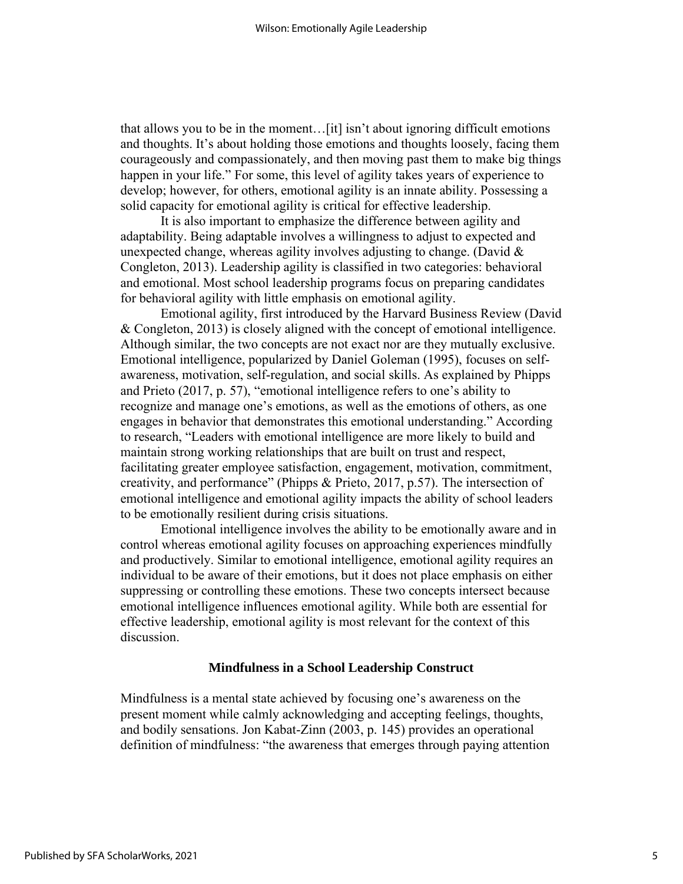that allows you to be in the moment…[it] isn't about ignoring difficult emotions and thoughts. It's about holding those emotions and thoughts loosely, facing them courageously and compassionately, and then moving past them to make big things happen in your life." For some, this level of agility takes years of experience to develop; however, for others, emotional agility is an innate ability. Possessing a solid capacity for emotional agility is critical for effective leadership.

It is also important to emphasize the difference between agility and adaptability. Being adaptable involves a willingness to adjust to expected and unexpected change, whereas agility involves adjusting to change. (David & Congleton, 2013). Leadership agility is classified in two categories: behavioral and emotional. Most school leadership programs focus on preparing candidates for behavioral agility with little emphasis on emotional agility.

Emotional agility, first introduced by the Harvard Business Review (David & Congleton, 2013) is closely aligned with the concept of emotional intelligence. Although similar, the two concepts are not exact nor are they mutually exclusive. Emotional intelligence, popularized by Daniel Goleman (1995), focuses on self-awareness, motivation, self-regulation, and social skills. As explained by Phipps and Prieto (2017, p. 57), "emotional intelligence refers to one's ability to recognize and manage one's emotions, as well as the emotions of others, as one engages in behavior that demonstrates this emotional understanding." According to research, "Leaders with emotional intelligence are more likely to build and maintain strong working relationships that are built on trust and respect, facilitating greater employee satisfaction, engagement, motivation, commitment, creativity, and performance" (Phipps & Prieto, 2017, p.57). The intersection of emotional intelligence and emotional agility impacts the ability of school leaders to be emotionally resilient during crisis situations.

Emotional intelligence involves the ability to be emotionally aware and in control whereas emotional agility focuses on approaching experiences mindfully and productively. Similar to emotional intelligence, emotional agility requires an individual to be aware of their emotions, but it does not place emphasis on either suppressing or controlling these emotions. These two concepts intersect because emotional intelligence influences emotional agility. While both are essential for effective leadership, emotional agility is most relevant for the context of this discussion.

## Mindfulness in a School Leadership Construct

Mindfulness is a mental state achieved by focusing one's awareness on the present moment while calmly acknowledging and accepting feelings, thoughts, and bodily sensations. Jon Kabat-Zinn (2003, p. 145) provides an operational definition of mindfulness: "the awareness that emerges through paying attention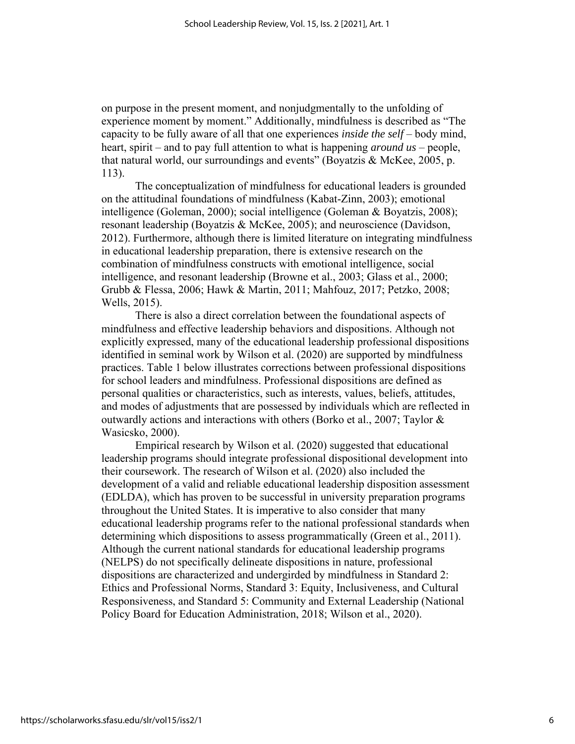on purpose in the present moment, and nonjudgmentally to the unfolding of experience moment by moment." Additionally, mindfulness is described as "The capacity to be fully aware of all that one experiences *inside the self* – body mind, heart, spirit – and to pay full attention to what is happening *around us* – people, that natural world, our surroundings and events" (Boyatzis & McKee, 2005, p. 113).

The conceptualization of mindfulness for educational leaders is grounded on the attitudinal foundations of mindfulness (Kabat-Zinn, 2003); emotional intelligence (Goleman, 2000); social intelligence (Goleman & Boyatzis, 2008); resonant leadership (Boyatzis & McKee, 2005); and neuroscience (Davidson, 2012). Furthermore, although there is limited literature on integrating mindfulness in educational leadership preparation, there is extensive research on the combination of mindfulness constructs with emotional intelligence, social intelligence, and resonant leadership (Browne et al., 2003; Glass et al., 2000; Grubb & Flessa, 2006; Hawk & Martin, 2011; Mahfouz, 2017; Petzko, 2008; Wells, 2015).

There is also a direct correlation between the foundational aspects of mindfulness and effective leadership behaviors and dispositions. Although not explicitly expressed, many of the educational leadership professional dispositions identified in seminal work by Wilson et al. (2020) are supported by mindfulness practices. Table 1 below illustrates corrections between professional dispositions for school leaders and mindfulness. Professional dispositions are defined as personal qualities or characteristics, such as interests, values, beliefs, attitudes, and modes of adjustments that are possessed by individuals which are reflected in outwardly actions and interactions with others (Borko et al., 2007; Taylor & Wasicsko, 2000).

Empirical research by Wilson et al. (2020) suggested that educational leadership programs should integrate professional dispositional development into their coursework. The research of Wilson et al. (2020) also included the development of a valid and reliable educational leadership disposition assessment (EDLDA), which has proven to be successful in university preparation programs throughout the United States. It is imperative to also consider that many educational leadership programs refer to the national professional standards when determining which dispositions to assess programmatically (Green et al., 2011). Although the current national standards for educational leadership programs (NELPS) do not specifically delineate dispositions in nature, professional dispositions are characterized and undergirded by mindfulness in Standard 2: Ethics and Professional Norms, Standard 3: Equity, Inclusiveness, and Cultural Responsiveness, and Standard 5: Community and External Leadership (National Policy Board for Education Administration, 2018; Wilson et al., 2020).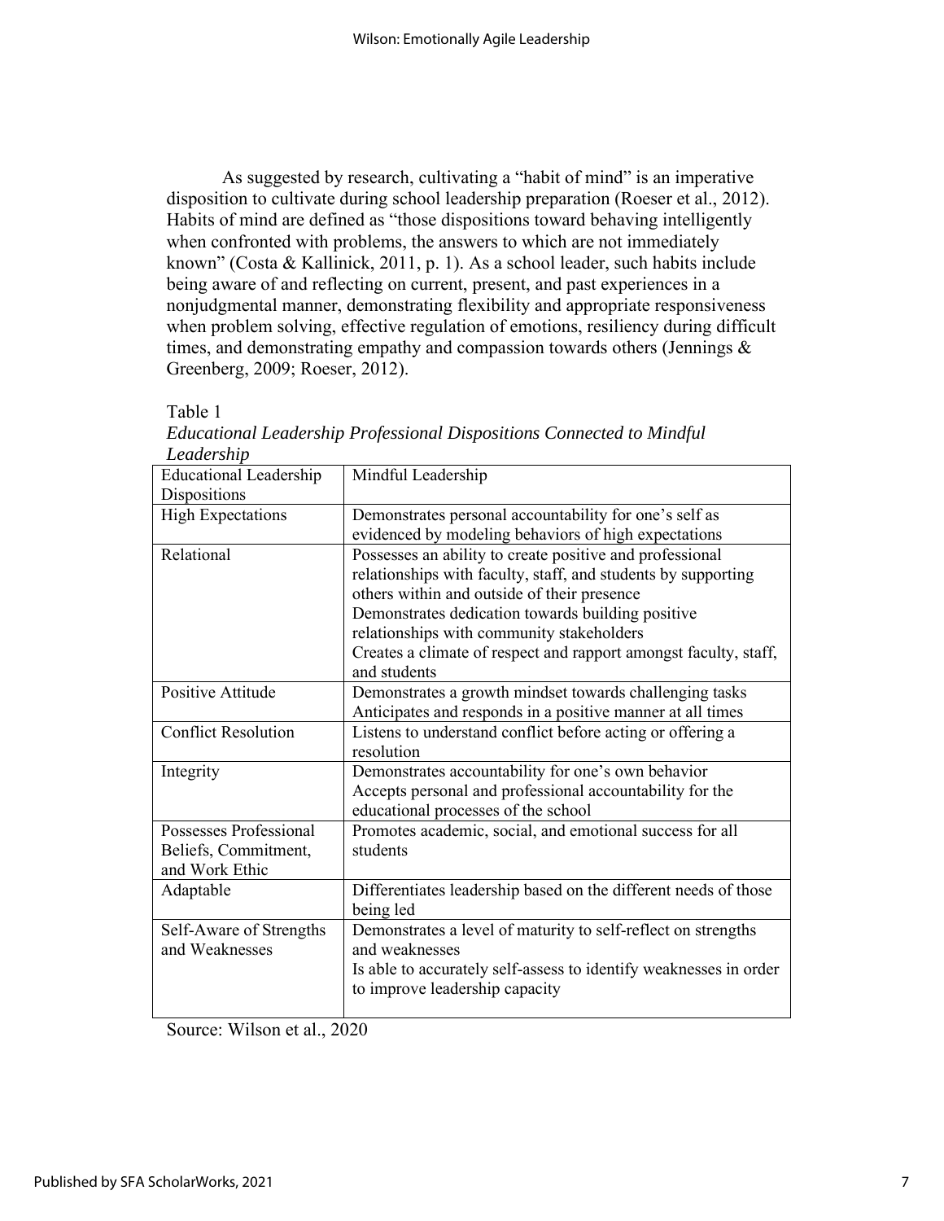As suggested by research, cultivating a "habit of mind" is an imperative disposition to cultivate during school leadership preparation (Roeser et al., 2012). Habits of mind are defined as "those dispositions toward behaving intelligently when confronted with problems, the answers to which are not immediately known" (Costa & Kallinick, 2011, p. 1). As a school leader, such habits include being aware of and reflecting on current, present, and past experiences in a nonjudgmental manner, demonstrating flexibility and appropriate responsiveness when problem solving, effective regulation of emotions, resiliency during difficult times, and demonstrating empathy and compassion towards others (Jennings & Greenberg, 2009; Roeser, 2012).

Table 1

*Educational Leadership Professional Dispositions Connected to Mindful Leadership*

| Educational Leadership Dispositions | Mindful Leadership |
|---|---|
| High Expectations | Demonstrates personal accountability for one's self as evidenced by modeling behaviors of high expectations |
| Relational | Possesses an ability to create positive and professional relationships with faculty, staff, and students by supporting others within and outside of their presence<br>Demonstrates dedication towards building positive relationships with community stakeholders<br>Creates a climate of respect and rapport amongst faculty, staff, and students |
| Positive Attitude | Demonstrates a growth mindset towards challenging tasks<br>Anticipates and responds in a positive manner at all times |
| Conflict Resolution | Listens to understand conflict before acting or offering a resolution |
| Integrity | Demonstrates accountability for one's own behavior<br>Accepts personal and professional accountability for the educational processes of the school |
| Possesses Professional Beliefs, Commitment, and Work Ethic | Promotes academic, social, and emotional success for all students |
| Adaptable | Differentiates leadership based on the different needs of those being led |
| Self-Aware of Strengths and Weaknesses | Demonstrates a level of maturity to self-reflect on strengths and weaknesses<br>Is able to accurately self-assess to identify weaknesses in order to improve leadership capacity |

Source: Wilson et al., 2020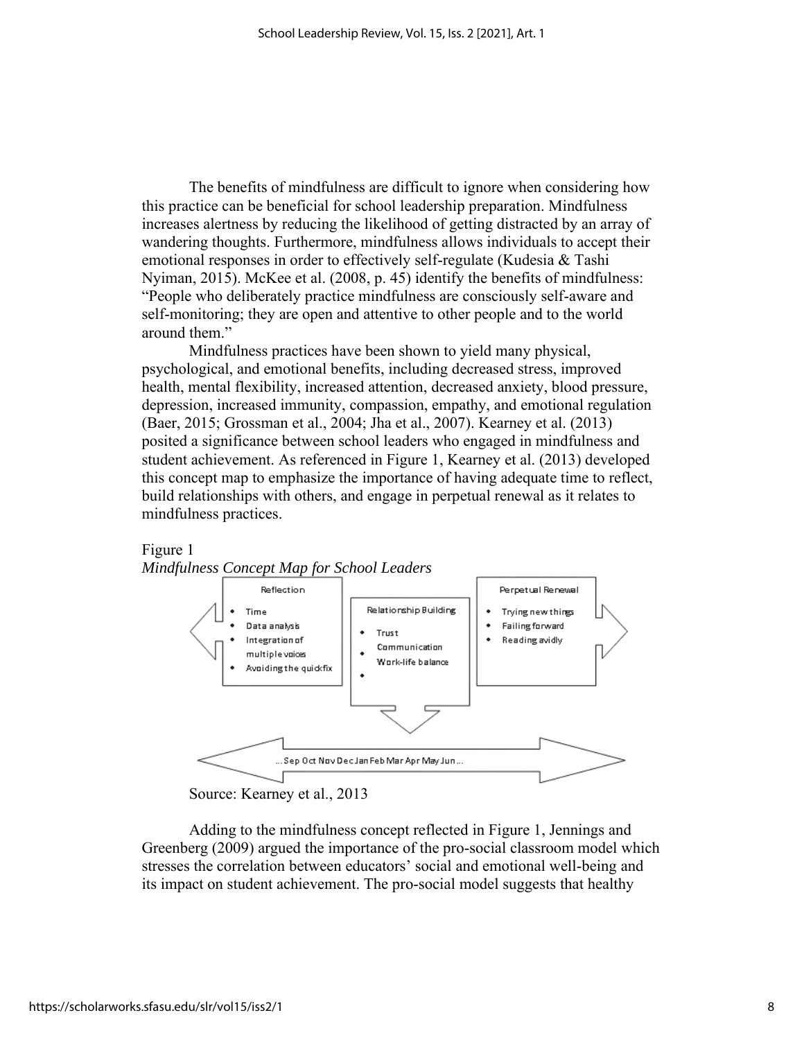The benefits of mindfulness are difficult to ignore when considering how this practice can be beneficial for school leadership preparation. Mindfulness increases alertness by reducing the likelihood of getting distracted by an array of wandering thoughts. Furthermore, mindfulness allows individuals to accept their emotional responses in order to effectively self-regulate (Kudesia & Tashi Nyiman, 2015). McKee et al. (2008, p. 45) identify the benefits of mindfulness: "People who deliberately practice mindfulness are consciously self-aware and self-monitoring; they are open and attentive to other people and to the world around them."

Mindfulness practices have been shown to yield many physical, psychological, and emotional benefits, including decreased stress, improved health, mental flexibility, increased attention, decreased anxiety, blood pressure, depression, increased immunity, compassion, empathy, and emotional regulation (Baer, 2015; Grossman et al., 2004; Jha et al., 2007). Kearney et al. (2013) posited a significance between school leaders who engaged in mindfulness and student achievement. As referenced in Figure 1, Kearney et al. (2013) developed this concept map to emphasize the importance of having adequate time to reflect, build relationships with others, and engage in perpetual renewal as it relates to mindfulness practices.

Figure 1
*Mindfulness Concept Map for School Leaders*

Reflection
- Time
- Data analysis
- Integration of multiple voices
- Avoiding the quick fix

Relationship Building
- Trust
- Communication
- Work-life balance

Perpetual Renewal
- Trying new things
- Failing forward
- Reading avidly

... Sep Oct Nov Dec Jan Feb Mar Apr May Jun ...

Source: Kearney et al., 2013

Adding to the mindfulness concept reflected in Figure 1, Jennings and Greenberg (2009) argued the importance of the pro-social classroom model which stresses the correlation between educators' social and emotional well-being and its impact on student achievement. The pro-social model suggests that healthy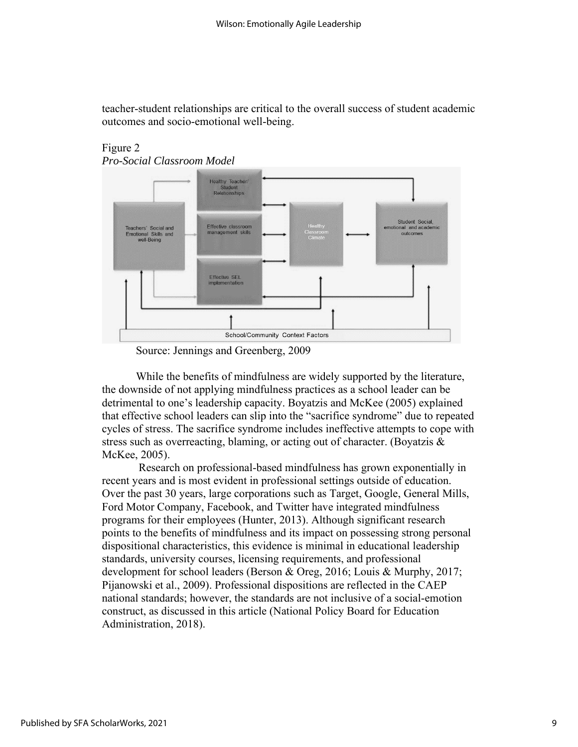teacher-student relationships are critical to the overall success of student academic outcomes and socio-emotional well-being.

Figure 2
*Pro-Social Classroom Model*

Source: Jennings and Greenberg, 2009

While the benefits of mindfulness are widely supported by the literature, the downside of not applying mindfulness practices as a school leader can be detrimental to one's leadership capacity. Boyatzis and McKee (2005) explained that effective school leaders can slip into the "sacrifice syndrome" due to repeated cycles of stress. The sacrifice syndrome includes ineffective attempts to cope with stress such as overreacting, blaming, or acting out of character. (Boyatzis & McKee, 2005).

Research on professional-based mindfulness has grown exponentially in recent years and is most evident in professional settings outside of education. Over the past 30 years, large corporations such as Target, Google, General Mills, Ford Motor Company, Facebook, and Twitter have integrated mindfulness programs for their employees (Hunter, 2013). Although significant research points to the benefits of mindfulness and its impact on possessing strong personal dispositional characteristics, this evidence is minimal in educational leadership standards, university courses, licensing requirements, and professional development for school leaders (Berson & Oreg, 2016; Louis & Murphy, 2017; Pijanowski et al., 2009). Professional dispositions are reflected in the CAEP national standards; however, the standards are not inclusive of a social-emotion construct, as discussed in this article (National Policy Board for Education Administration, 2018).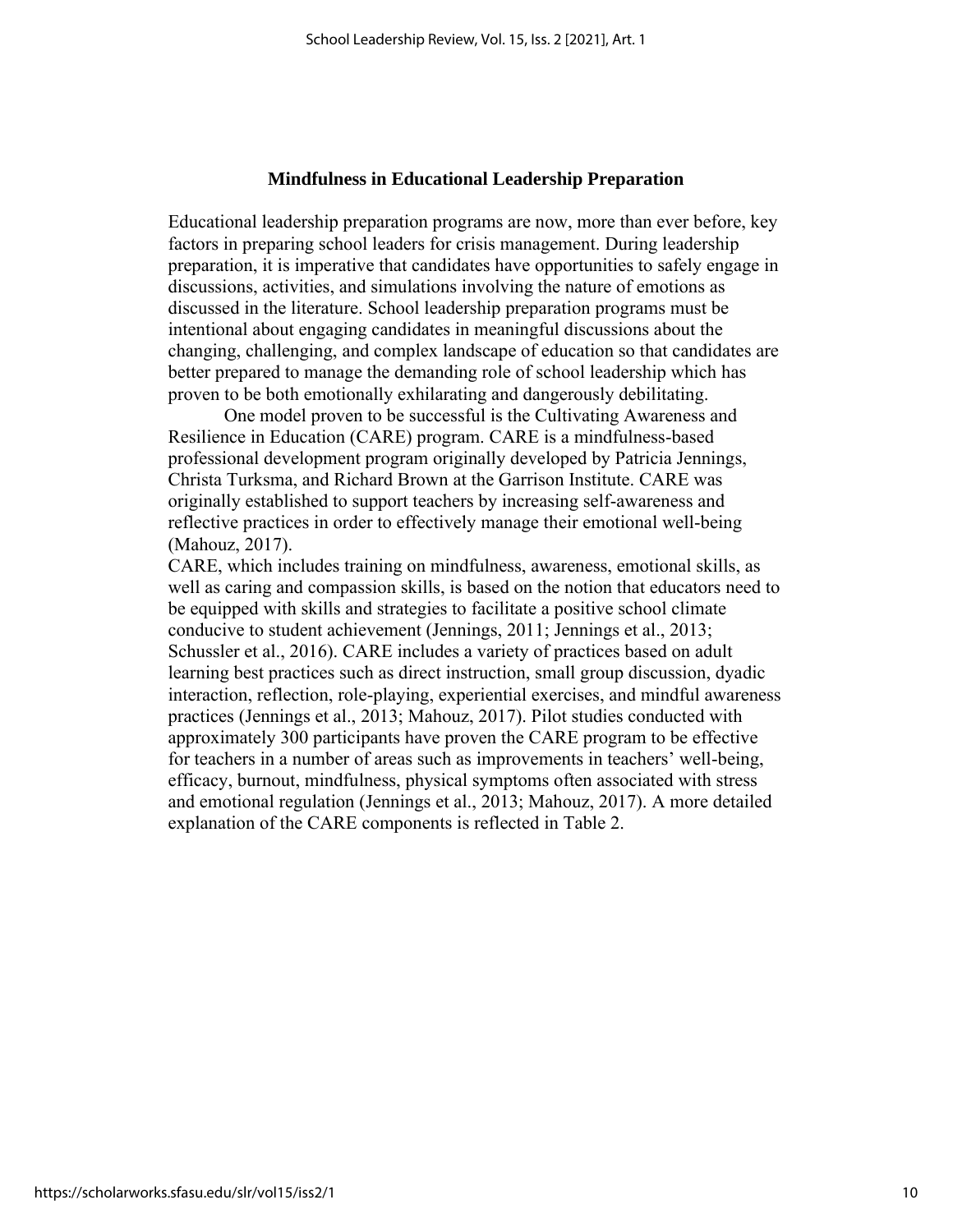## Mindfulness in Educational Leadership Preparation

Educational leadership preparation programs are now, more than ever before, key factors in preparing school leaders for crisis management. During leadership preparation, it is imperative that candidates have opportunities to safely engage in discussions, activities, and simulations involving the nature of emotions as discussed in the literature. School leadership preparation programs must be intentional about engaging candidates in meaningful discussions about the changing, challenging, and complex landscape of education so that candidates are better prepared to manage the demanding role of school leadership which has proven to be both emotionally exhilarating and dangerously debilitating.

One model proven to be successful is the Cultivating Awareness and Resilience in Education (CARE) program. CARE is a mindfulness-based professional development program originally developed by Patricia Jennings, Christa Turksma, and Richard Brown at the Garrison Institute. CARE was originally established to support teachers by increasing self-awareness and reflective practices in order to effectively manage their emotional well-being (Mahouz, 2017).

CARE, which includes training on mindfulness, awareness, emotional skills, as well as caring and compassion skills, is based on the notion that educators need to be equipped with skills and strategies to facilitate a positive school climate conducive to student achievement (Jennings, 2011; Jennings et al., 2013; Schussler et al., 2016). CARE includes a variety of practices based on adult learning best practices such as direct instruction, small group discussion, dyadic interaction, reflection, role-playing, experiential exercises, and mindful awareness practices (Jennings et al., 2013; Mahouz, 2017). Pilot studies conducted with approximately 300 participants have proven the CARE program to be effective for teachers in a number of areas such as improvements in teachers' well-being, efficacy, burnout, mindfulness, physical symptoms often associated with stress and emotional regulation (Jennings et al., 2013; Mahouz, 2017). A more detailed explanation of the CARE components is reflected in Table 2.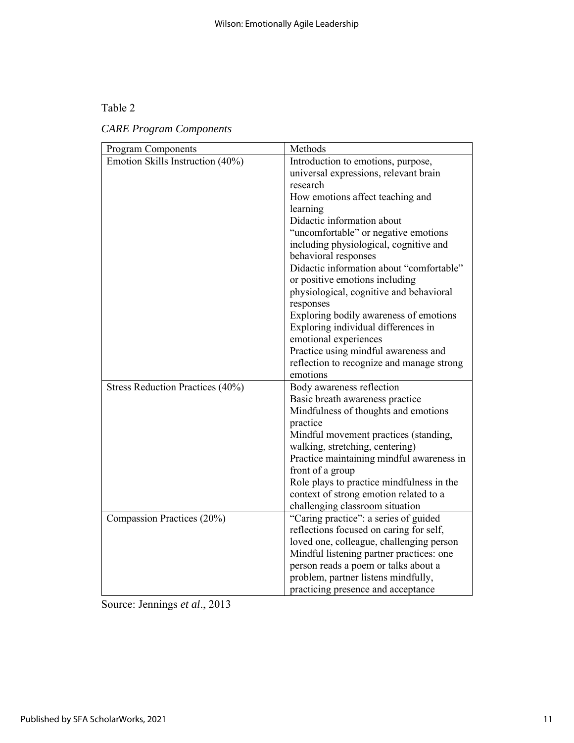Table 2

*CARE Program Components*

| Program Components | Methods |
|---|---|
| Emotion Skills Instruction (40%) | Introduction to emotions, purpose, universal expressions, relevant brain research<br>How emotions affect teaching and learning<br>Didactic information about "uncomfortable" or negative emotions including physiological, cognitive and behavioral responses<br>Didactic information about "comfortable" or positive emotions including physiological, cognitive and behavioral responses<br>Exploring bodily awareness of emotions<br>Exploring individual differences in emotional experiences<br>Practice using mindful awareness and reflection to recognize and manage strong emotions |
| Stress Reduction Practices (40%) | Body awareness reflection<br>Basic breath awareness practice<br>Mindfulness of thoughts and emotions practice<br>Mindful movement practices (standing, walking, stretching, centering)<br>Practice maintaining mindful awareness in front of a group<br>Role plays to practice mindfulness in the context of strong emotion related to a challenging classroom situation |
| Compassion Practices (20%) | "Caring practice": a series of guided reflections focused on caring for self, loved one, colleague, challenging person<br>Mindful listening partner practices: one person reads a poem or talks about a problem, partner listens mindfully, practicing presence and acceptance |

Source: Jennings *et al*., 2013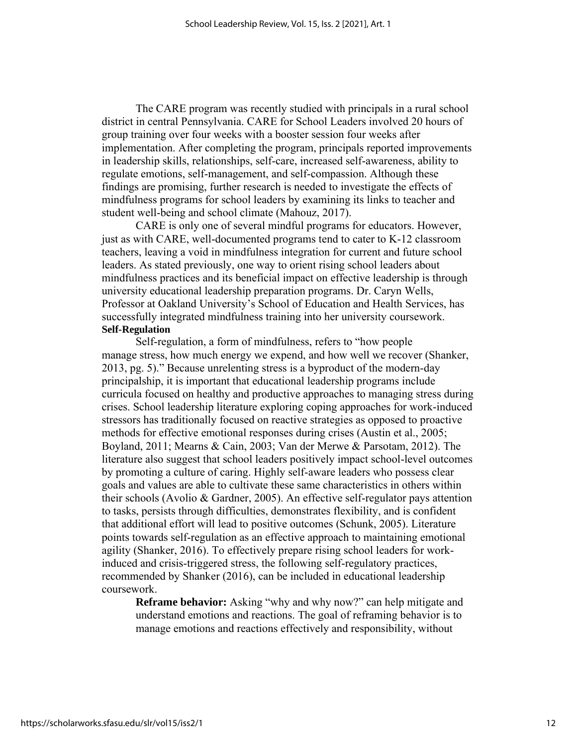The CARE program was recently studied with principals in a rural school district in central Pennsylvania. CARE for School Leaders involved 20 hours of group training over four weeks with a booster session four weeks after implementation. After completing the program, principals reported improvements in leadership skills, relationships, self-care, increased self-awareness, ability to regulate emotions, self-management, and self-compassion. Although these findings are promising, further research is needed to investigate the effects of mindfulness programs for school leaders by examining its links to teacher and student well-being and school climate (Mahouz, 2017).

CARE is only one of several mindful programs for educators. However, just as with CARE, well-documented programs tend to cater to K-12 classroom teachers, leaving a void in mindfulness integration for current and future school leaders. As stated previously, one way to orient rising school leaders about mindfulness practices and its beneficial impact on effective leadership is through university educational leadership preparation programs. Dr. Caryn Wells, Professor at Oakland University's School of Education and Health Services, has successfully integrated mindfulness training into her university coursework.

**Self-Regulation**

Self-regulation, a form of mindfulness, refers to "how people manage stress, how much energy we expend, and how well we recover (Shanker, 2013, pg. 5)." Because unrelenting stress is a byproduct of the modern-day principalship, it is important that educational leadership programs include curricula focused on healthy and productive approaches to managing stress during crises. School leadership literature exploring coping approaches for work-induced stressors has traditionally focused on reactive strategies as opposed to proactive methods for effective emotional responses during crises (Austin et al., 2005; Boyland, 2011; Mearns & Cain, 2003; Van der Merwe & Parsotam, 2012). The literature also suggest that school leaders positively impact school-level outcomes by promoting a culture of caring. Highly self-aware leaders who possess clear goals and values are able to cultivate these same characteristics in others within their schools (Avolio & Gardner, 2005). An effective self-regulator pays attention to tasks, persists through difficulties, demonstrates flexibility, and is confident that additional effort will lead to positive outcomes (Schunk, 2005). Literature points towards self-regulation as an effective approach to maintaining emotional agility (Shanker, 2016). To effectively prepare rising school leaders for work-induced and crisis-triggered stress, the following self-regulatory practices, recommended by Shanker (2016), can be included in educational leadership coursework.

**Reframe behavior:** Asking "why and why now?" can help mitigate and understand emotions and reactions. The goal of reframing behavior is to manage emotions and reactions effectively and responsibility, without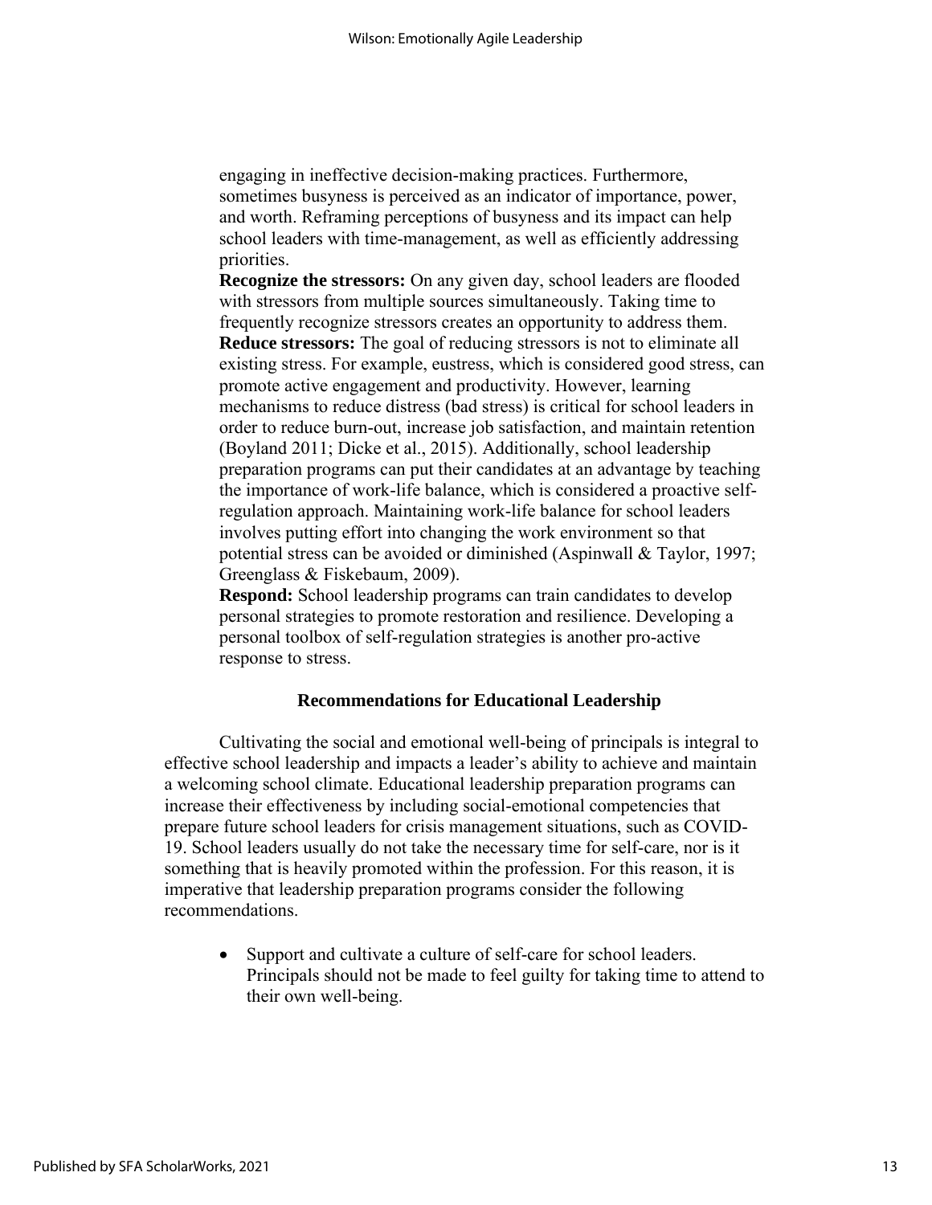engaging in ineffective decision-making practices. Furthermore, sometimes busyness is perceived as an indicator of importance, power, and worth. Reframing perceptions of busyness and its impact can help school leaders with time-management, as well as efficiently addressing priorities.

**Recognize the stressors:** On any given day, school leaders are flooded with stressors from multiple sources simultaneously. Taking time to frequently recognize stressors creates an opportunity to address them.

**Reduce stressors:** The goal of reducing stressors is not to eliminate all existing stress. For example, eustress, which is considered good stress, can promote active engagement and productivity. However, learning mechanisms to reduce distress (bad stress) is critical for school leaders in order to reduce burn-out, increase job satisfaction, and maintain retention (Boyland 2011; Dicke et al., 2015). Additionally, school leadership preparation programs can put their candidates at an advantage by teaching the importance of work-life balance, which is considered a proactive self-regulation approach. Maintaining work-life balance for school leaders involves putting effort into changing the work environment so that potential stress can be avoided or diminished (Aspinwall & Taylor, 1997; Greenglass & Fiskebaum, 2009).

**Respond:** School leadership programs can train candidates to develop personal strategies to promote restoration and resilience. Developing a personal toolbox of self-regulation strategies is another pro-active response to stress.

## Recommendations for Educational Leadership

Cultivating the social and emotional well-being of principals is integral to effective school leadership and impacts a leader's ability to achieve and maintain a welcoming school climate. Educational leadership preparation programs can increase their effectiveness by including social-emotional competencies that prepare future school leaders for crisis management situations, such as COVID-19. School leaders usually do not take the necessary time for self-care, nor is it something that is heavily promoted within the profession. For this reason, it is imperative that leadership preparation programs consider the following recommendations.

- Support and cultivate a culture of self-care for school leaders. Principals should not be made to feel guilty for taking time to attend to their own well-being.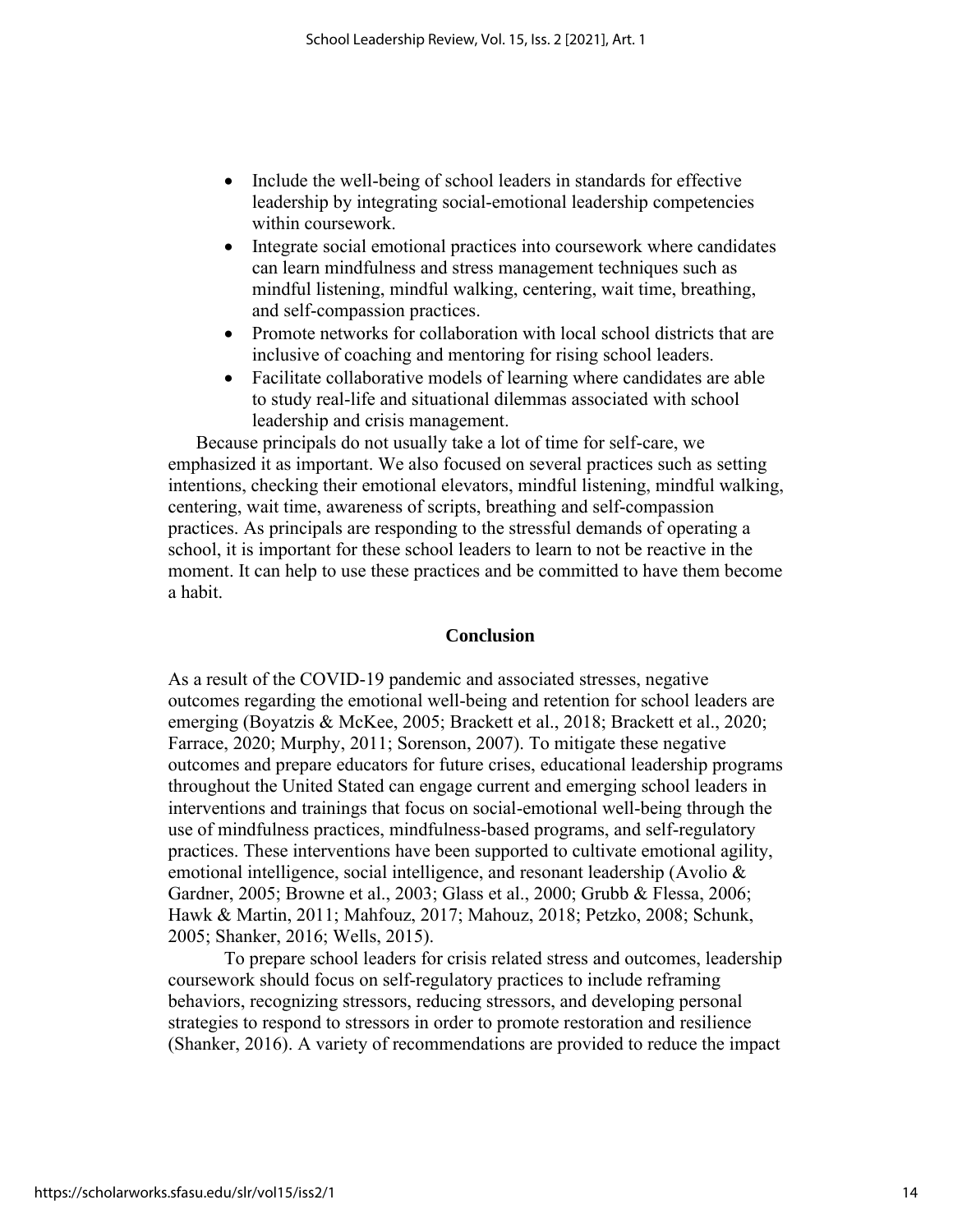- Include the well-being of school leaders in standards for effective leadership by integrating social-emotional leadership competencies within coursework.
- Integrate social emotional practices into coursework where candidates can learn mindfulness and stress management techniques such as mindful listening, mindful walking, centering, wait time, breathing, and self-compassion practices.
- Promote networks for collaboration with local school districts that are inclusive of coaching and mentoring for rising school leaders.
- Facilitate collaborative models of learning where candidates are able to study real-life and situational dilemmas associated with school leadership and crisis management.

Because principals do not usually take a lot of time for self-care, we emphasized it as important. We also focused on several practices such as setting intentions, checking their emotional elevators, mindful listening, mindful walking, centering, wait time, awareness of scripts, breathing and self-compassion practices. As principals are responding to the stressful demands of operating a school, it is important for these school leaders to learn to not be reactive in the moment. It can help to use these practices and be committed to have them become a habit.

## Conclusion

As a result of the COVID-19 pandemic and associated stresses, negative outcomes regarding the emotional well-being and retention for school leaders are emerging (Boyatzis & McKee, 2005; Brackett et al., 2018; Brackett et al., 2020; Farrace, 2020; Murphy, 2011; Sorenson, 2007). To mitigate these negative outcomes and prepare educators for future crises, educational leadership programs throughout the United Stated can engage current and emerging school leaders in interventions and trainings that focus on social-emotional well-being through the use of mindfulness practices, mindfulness-based programs, and self-regulatory practices. These interventions have been supported to cultivate emotional agility, emotional intelligence, social intelligence, and resonant leadership (Avolio & Gardner, 2005; Browne et al., 2003; Glass et al., 2000; Grubb & Flessa, 2006; Hawk & Martin, 2011; Mahfouz, 2017; Mahouz, 2018; Petzko, 2008; Schunk, 2005; Shanker, 2016; Wells, 2015).

To prepare school leaders for crisis related stress and outcomes, leadership coursework should focus on self-regulatory practices to include reframing behaviors, recognizing stressors, reducing stressors, and developing personal strategies to respond to stressors in order to promote restoration and resilience (Shanker, 2016). A variety of recommendations are provided to reduce the impact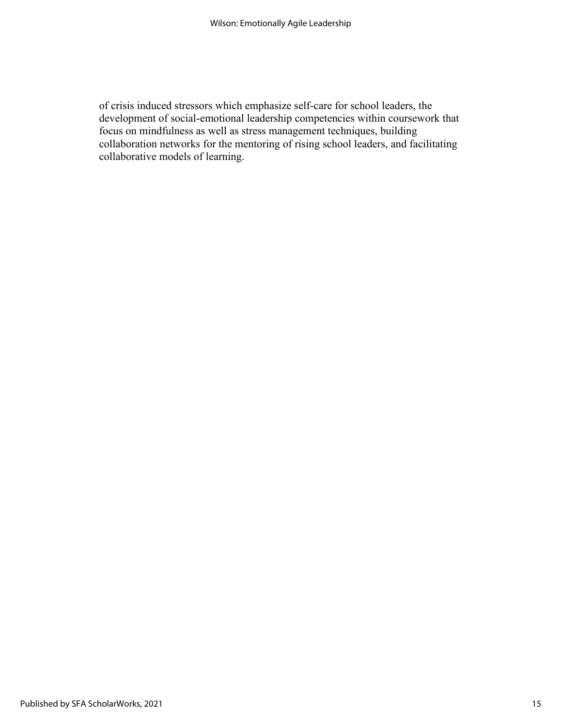of crisis induced stressors which emphasize self-care for school leaders, the development of social-emotional leadership competencies within coursework that focus on mindfulness as well as stress management techniques, building collaboration networks for the mentoring of rising school leaders, and facilitating collaborative models of learning.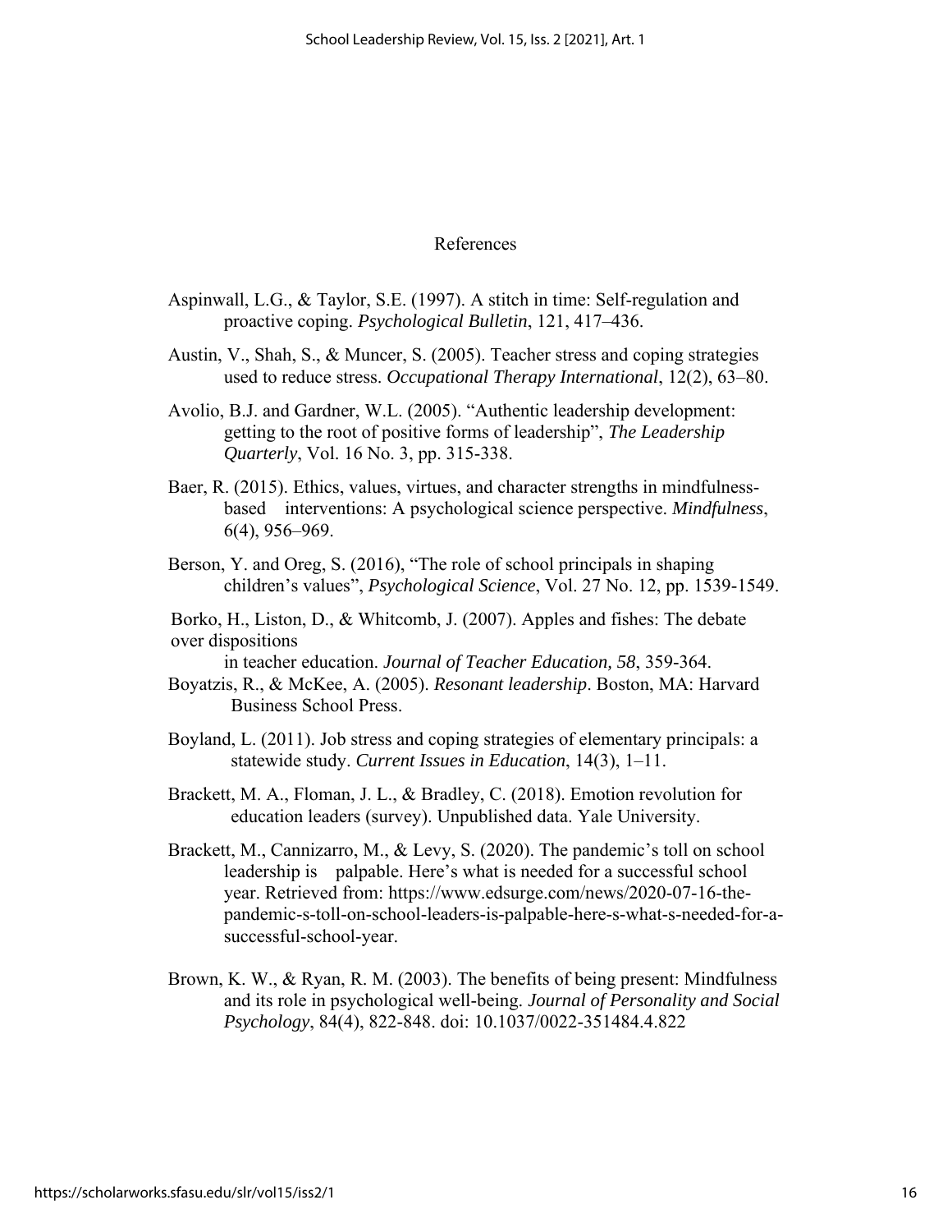# References

Aspinwall, L.G., & Taylor, S.E. (1997). A stitch in time: Self-regulation and proactive coping. *Psychological Bulletin*, 121, 417–436.

Austin, V., Shah, S., & Muncer, S. (2005). Teacher stress and coping strategies used to reduce stress. *Occupational Therapy International*, 12(2), 63–80.

Avolio, B.J. and Gardner, W.L. (2005). "Authentic leadership development: getting to the root of positive forms of leadership", *The Leadership Quarterly*, Vol. 16 No. 3, pp. 315-338.

Baer, R. (2015). Ethics, values, virtues, and character strengths in mindfulness-based interventions: A psychological science perspective. *Mindfulness*, 6(4), 956–969.

Berson, Y. and Oreg, S. (2016), "The role of school principals in shaping children's values", *Psychological Science*, Vol. 27 No. 12, pp. 1539-1549.

Borko, H., Liston, D., & Whitcomb, J. (2007). Apples and fishes: The debate over dispositions in teacher education. *Journal of Teacher Education, 58*, 359-364.

Boyatzis, R., & McKee, A. (2005). *Resonant leadership*. Boston, MA: Harvard Business School Press.

Boyland, L. (2011). Job stress and coping strategies of elementary principals: a statewide study. *Current Issues in Education*, 14(3), 1–11.

Brackett, M. A., Floman, J. L., & Bradley, C. (2018). Emotion revolution for education leaders (survey). Unpublished data. Yale University.

Brackett, M., Cannizarro, M., & Levy, S. (2020). The pandemic's toll on school leadership is palpable. Here's what is needed for a successful school year. Retrieved from: https://www.edsurge.com/news/2020-07-16-the-pandemic-s-toll-on-school-leaders-is-palpable-here-s-what-s-needed-for-a-successful-school-year.

Brown, K. W., & Ryan, R. M. (2003). The benefits of being present: Mindfulness and its role in psychological well-being. *Journal of Personality and Social Psychology*, 84(4), 822-848. doi: 10.1037/0022-351484.4.822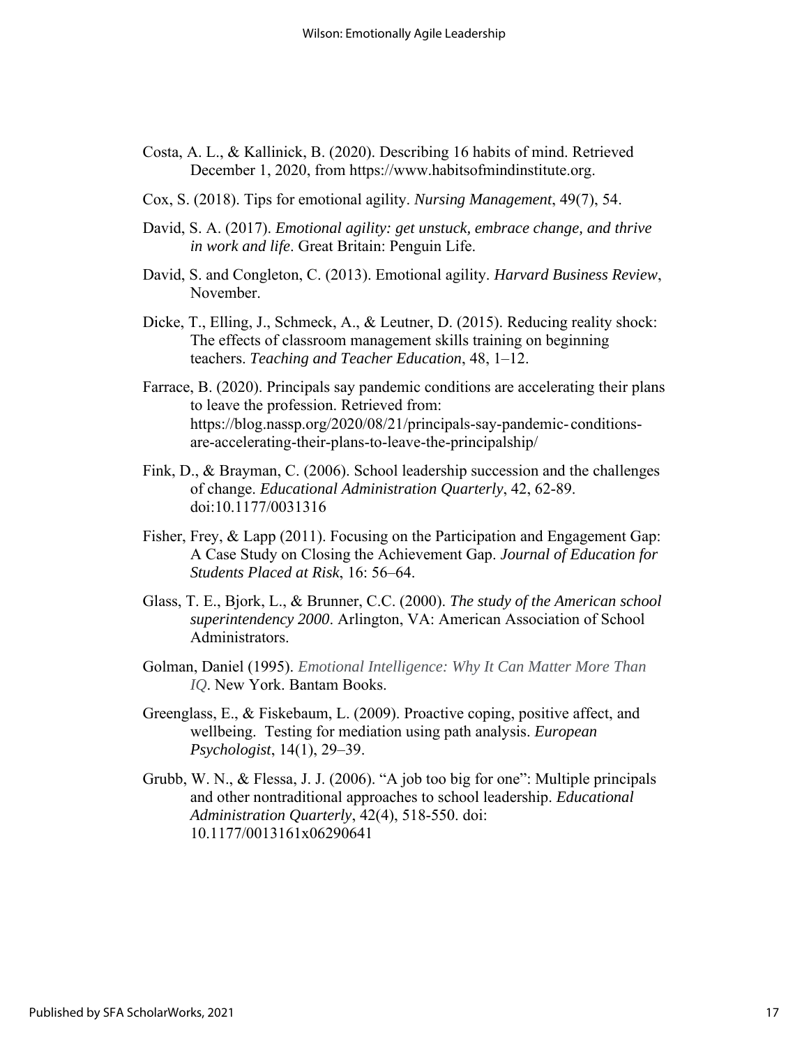Costa, A. L., & Kallinick, B. (2020). Describing 16 habits of mind. Retrieved December 1, 2020, from https://www.habitsofmindinstitute.org.

Cox, S. (2018). Tips for emotional agility. *Nursing Management*, 49(7), 54.

David, S. A. (2017). *Emotional agility: get unstuck, embrace change, and thrive in work and life*. Great Britain: Penguin Life.

David, S. and Congleton, C. (2013). Emotional agility. *Harvard Business Review*, November.

Dicke, T., Elling, J., Schmeck, A., & Leutner, D. (2015). Reducing reality shock: The effects of classroom management skills training on beginning teachers. *Teaching and Teacher Education*, 48, 1–12.

Farrace, B. (2020). Principals say pandemic conditions are accelerating their plans to leave the profession. Retrieved from: https://blog.nassp.org/2020/08/21/principals-say-pandemic-conditions-are-accelerating-their-plans-to-leave-the-principalship/

Fink, D., & Brayman, C. (2006). School leadership succession and the challenges of change. *Educational Administration Quarterly*, 42, 62-89. doi:10.1177/0031316

Fisher, Frey, & Lapp (2011). Focusing on the Participation and Engagement Gap: A Case Study on Closing the Achievement Gap. *Journal of Education for Students Placed at Risk*, 16: 56–64.

Glass, T. E., Bjork, L., & Brunner, C.C. (2000). *The study of the American school superintendency 2000*. Arlington, VA: American Association of School Administrators.

Golman, Daniel (1995). *Emotional Intelligence: Why It Can Matter More Than IQ*. New York. Bantam Books.

Greenglass, E., & Fiskebaum, L. (2009). Proactive coping, positive affect, and wellbeing. Testing for mediation using path analysis. *European Psychologist*, 14(1), 29–39.

Grubb, W. N., & Flessa, J. J. (2006). "A job too big for one": Multiple principals and other nontraditional approaches to school leadership. *Educational Administration Quarterly*, 42(4), 518-550. doi: 10.1177/0013161x06290641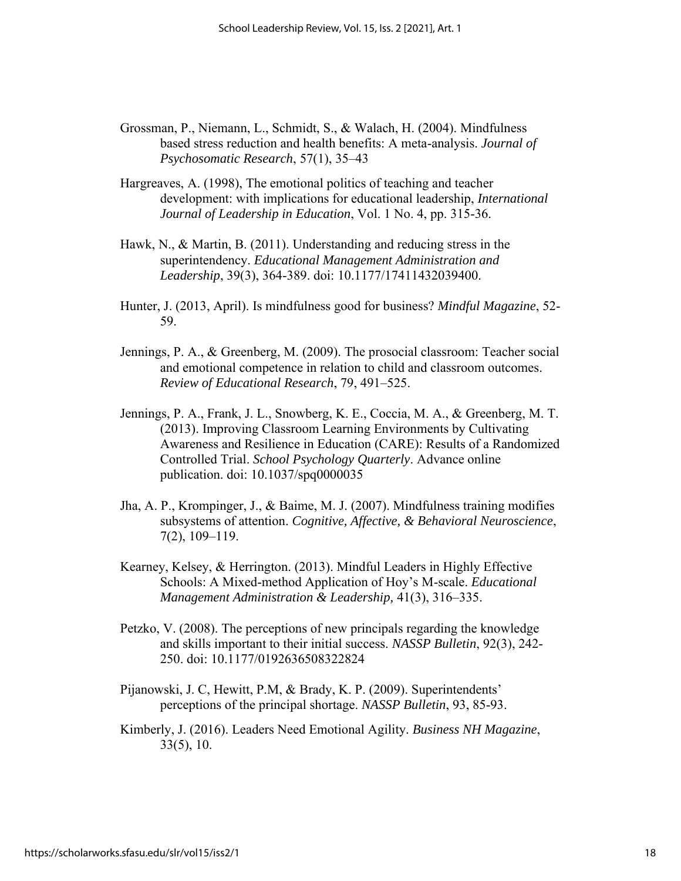Grossman, P., Niemann, L., Schmidt, S., & Walach, H. (2004). Mindfulness based stress reduction and health benefits: A meta-analysis. *Journal of Psychosomatic Research*, 57(1), 35–43

Hargreaves, A. (1998), The emotional politics of teaching and teacher development: with implications for educational leadership, *International Journal of Leadership in Education*, Vol. 1 No. 4, pp. 315-36.

Hawk, N., & Martin, B. (2011). Understanding and reducing stress in the superintendency. *Educational Management Administration and Leadership*, 39(3), 364-389. doi: 10.1177/17411432039400.

Hunter, J. (2013, April). Is mindfulness good for business? *Mindful Magazine*, 52-59.

Jennings, P. A., & Greenberg, M. (2009). The prosocial classroom: Teacher social and emotional competence in relation to child and classroom outcomes. *Review of Educational Research*, 79, 491–525.

Jennings, P. A., Frank, J. L., Snowberg, K. E., Coccia, M. A., & Greenberg, M. T. (2013). Improving Classroom Learning Environments by Cultivating Awareness and Resilience in Education (CARE): Results of a Randomized Controlled Trial. *School Psychology Quarterly*. Advance online publication. doi: 10.1037/spq0000035

Jha, A. P., Krompinger, J., & Baime, M. J. (2007). Mindfulness training modifies subsystems of attention. *Cognitive, Affective, & Behavioral Neuroscience*, 7(2), 109–119.

Kearney, Kelsey, & Herrington. (2013). Mindful Leaders in Highly Effective Schools: A Mixed-method Application of Hoy's M-scale. *Educational Management Administration & Leadership,* 41(3), 316–335.

Petzko, V. (2008). The perceptions of new principals regarding the knowledge and skills important to their initial success. *NASSP Bulletin*, 92(3), 242-250. doi: 10.1177/0192636508322824

Pijanowski, J. C, Hewitt, P.M, & Brady, K. P. (2009). Superintendents' perceptions of the principal shortage. *NASSP Bulletin*, 93, 85-93.

Kimberly, J. (2016). Leaders Need Emotional Agility. *Business NH Magazine*, 33(5), 10.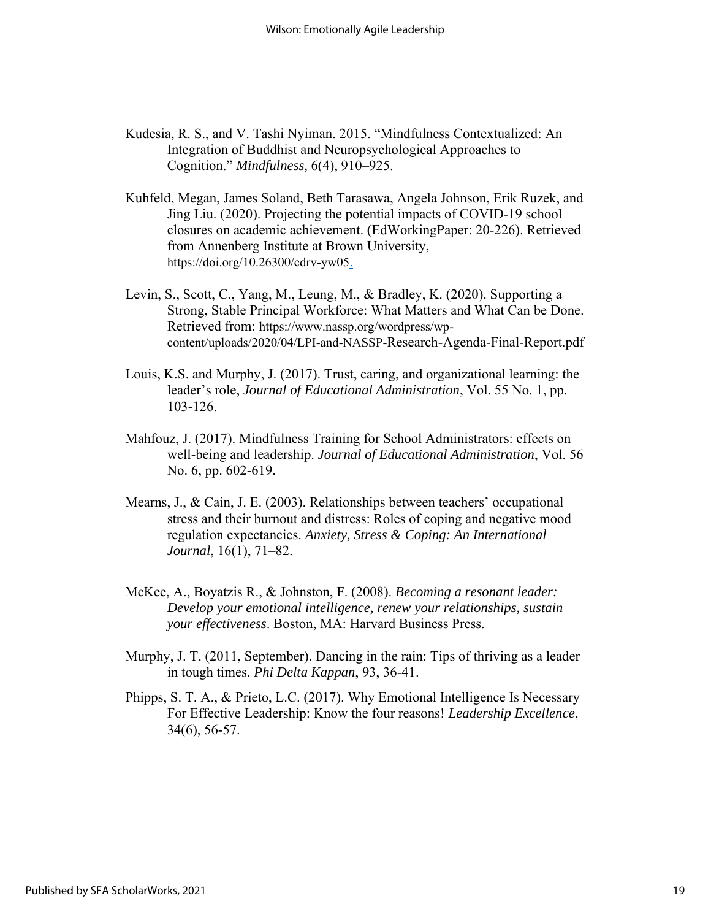Kudesia, R. S., and V. Tashi Nyiman. 2015. "Mindfulness Contextualized: An Integration of Buddhist and Neuropsychological Approaches to Cognition." *Mindfulness,* 6(4), 910–925.

Kuhfeld, Megan, James Soland, Beth Tarasawa, Angela Johnson, Erik Ruzek, and Jing Liu. (2020). Projecting the potential impacts of COVID-19 school closures on academic achievement. (EdWorkingPaper: 20-226). Retrieved from Annenberg Institute at Brown University, https://doi.org/10.26300/cdrv-yw05.

Levin, S., Scott, C., Yang, M., Leung, M., & Bradley, K. (2020). Supporting a Strong, Stable Principal Workforce: What Matters and What Can be Done. Retrieved from: https://www.nassp.org/wordpress/wp-content/uploads/2020/04/LPI-and-NASSP-Research-Agenda-Final-Report.pdf

Louis, K.S. and Murphy, J. (2017). Trust, caring, and organizational learning: the leader's role, *Journal of Educational Administration*, Vol. 55 No. 1, pp. 103-126.

Mahfouz, J. (2017). Mindfulness Training for School Administrators: effects on well-being and leadership. *Journal of Educational Administration*, Vol. 56 No. 6, pp. 602-619.

Mearns, J., & Cain, J. E. (2003). Relationships between teachers' occupational stress and their burnout and distress: Roles of coping and negative mood regulation expectancies. *Anxiety, Stress & Coping: An International Journal*, 16(1), 71–82.

McKee, A., Boyatzis R., & Johnston, F. (2008). *Becoming a resonant leader: Develop your emotional intelligence, renew your relationships, sustain your effectiveness*. Boston, MA: Harvard Business Press.

Murphy, J. T. (2011, September). Dancing in the rain: Tips of thriving as a leader in tough times. *Phi Delta Kappan*, 93, 36-41.

Phipps, S. T. A., & Prieto, L.C. (2017). Why Emotional Intelligence Is Necessary For Effective Leadership: Know the four reasons! *Leadership Excellence*, 34(6), 56-57.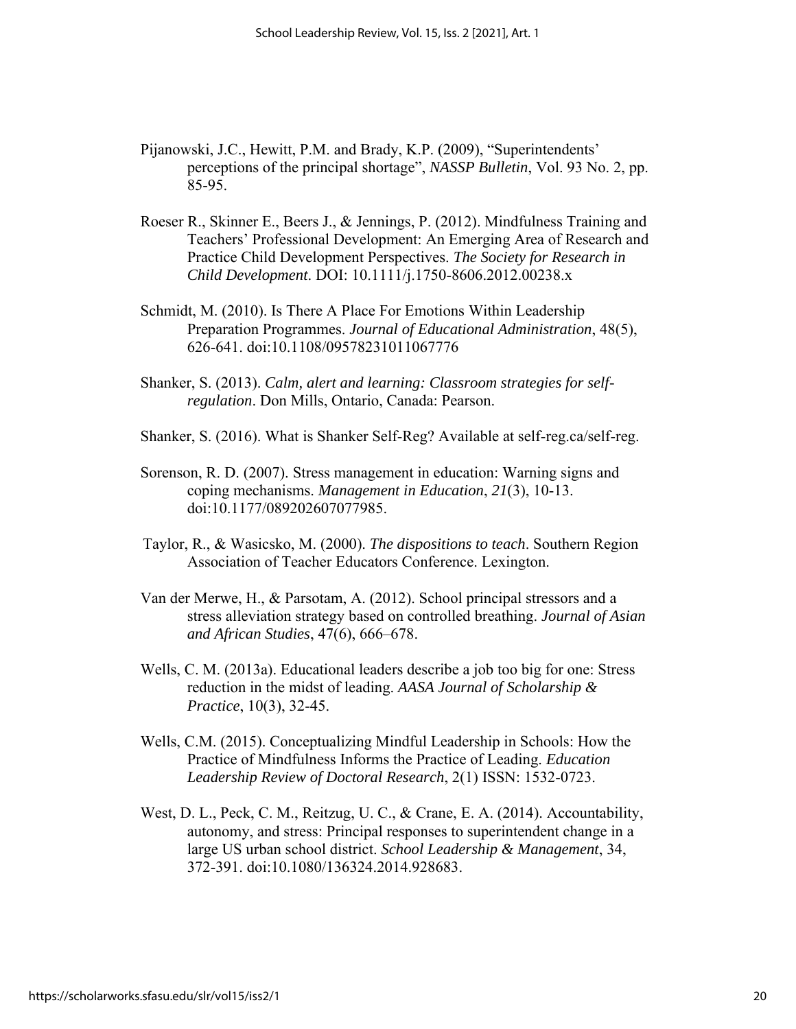Pijanowski, J.C., Hewitt, P.M. and Brady, K.P. (2009), "Superintendents' perceptions of the principal shortage", *NASSP Bulletin*, Vol. 93 No. 2, pp. 85-95.

Roeser R., Skinner E., Beers J., & Jennings, P. (2012). Mindfulness Training and Teachers' Professional Development: An Emerging Area of Research and Practice Child Development Perspectives. *The Society for Research in Child Development*. DOI: 10.1111/j.1750-8606.2012.00238.x

Schmidt, M. (2010). Is There A Place For Emotions Within Leadership Preparation Programmes. *Journal of Educational Administration*, 48(5), 626-641. doi:10.1108/09578231011067776

Shanker, S. (2013). *Calm, alert and learning: Classroom strategies for self-regulation*. Don Mills, Ontario, Canada: Pearson.

Shanker, S. (2016). What is Shanker Self-Reg? Available at self-reg.ca/self-reg.

Sorenson, R. D. (2007). Stress management in education: Warning signs and coping mechanisms. *Management in Education*, *21*(3), 10-13. doi:10.1177/089202607077985.

Taylor, R., & Wasicsko, M. (2000). *The dispositions to teach*. Southern Region Association of Teacher Educators Conference. Lexington.

Van der Merwe, H., & Parsotam, A. (2012). School principal stressors and a stress alleviation strategy based on controlled breathing. *Journal of Asian and African Studies*, 47(6), 666–678.

Wells, C. M. (2013a). Educational leaders describe a job too big for one: Stress reduction in the midst of leading. *AASA Journal of Scholarship & Practice*, 10(3), 32-45.

Wells, C.M. (2015). Conceptualizing Mindful Leadership in Schools: How the Practice of Mindfulness Informs the Practice of Leading. *Education Leadership Review of Doctoral Research*, 2(1) ISSN: 1532-0723.

West, D. L., Peck, C. M., Reitzug, U. C., & Crane, E. A. (2014). Accountability, autonomy, and stress: Principal responses to superintendent change in a large US urban school district. *School Leadership & Management*, 34, 372-391. doi:10.1080/136324.2014.928683.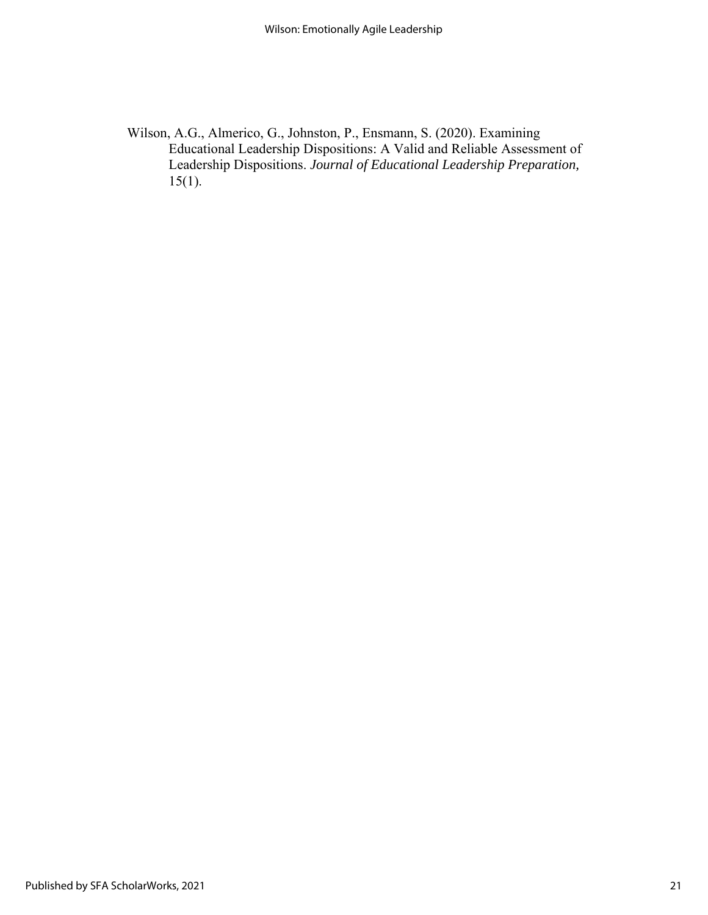Wilson, A.G., Almerico, G., Johnston, P., Ensmann, S. (2020). Examining Educational Leadership Dispositions: A Valid and Reliable Assessment of Leadership Dispositions. *Journal of Educational Leadership Preparation,* 15(1).